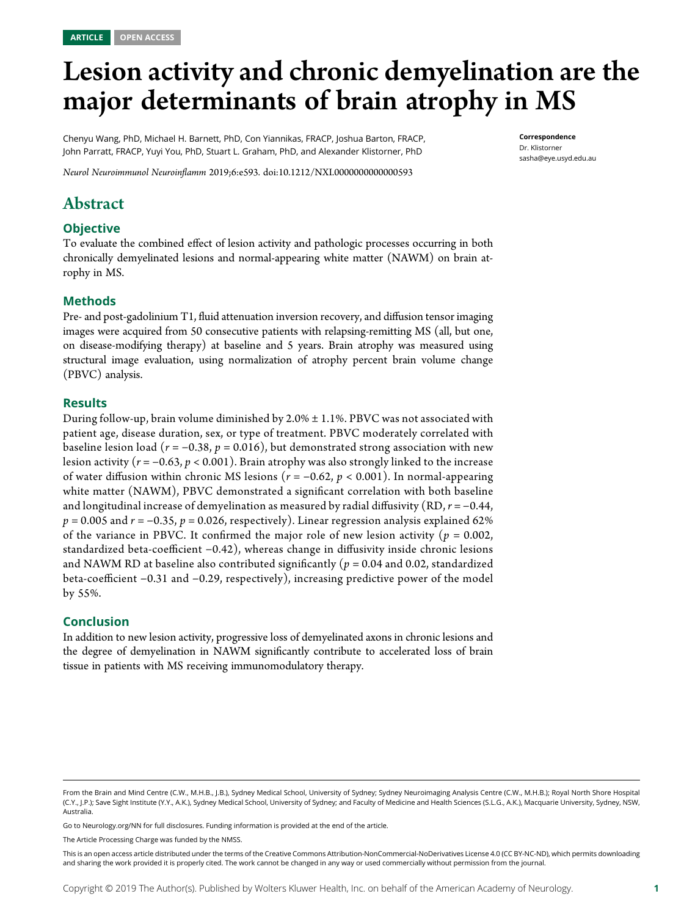ARTICLE OPEN ACCESS

# Lesion activity and chronic demyelination are the major determinants of brain atrophy in MS

Chenyu Wang, PhD, Michael H. Barnett, PhD, Con Yiannikas, FRACP, Joshua Barton, FRACP, John Parratt, FRACP, Yuyi You, PhD, Stuart L. Graham, PhD, and Alexander Klistorner, PhD

*Neurol Neuroimmunol Neuroinflamm* 2019;6:e593. doi:10.1212/NXI.0000000000000593

**Correspondence**
Dr. Klistorner
sasha@eye.usyd.edu.au

## Abstract

### Objective

To evaluate the combined effect of lesion activity and pathologic processes occurring in both chronically demyelinated lesions and normal-appearing white matter (NAWM) on brain atrophy in MS.

### Methods

Pre- and post-gadolinium T1, fluid attenuation inversion recovery, and diffusion tensor imaging images were acquired from 50 consecutive patients with relapsing-remitting MS (all, but one, on disease-modifying therapy) at baseline and 5 years. Brain atrophy was measured using structural image evaluation, using normalization of atrophy percent brain volume change (PBVC) analysis.

### Results

During follow-up, brain volume diminished by 2.0% ± 1.1%. PBVC was not associated with patient age, disease duration, sex, or type of treatment. PBVC moderately correlated with baseline lesion load ($r = -0.38$, $p = 0.016$), but demonstrated strong association with new lesion activity ($r = -0.63$, $p < 0.001$). Brain atrophy was also strongly linked to the increase of water diffusion within chronic MS lesions ($r = -0.62$, $p < 0.001$). In normal-appearing white matter (NAWM), PBVC demonstrated a significant correlation with both baseline and longitudinal increase of demyelination as measured by radial diffusivity (RD, $r = -0.44$, $p = 0.005$ and $r = -0.35$, $p = 0.026$, respectively). Linear regression analysis explained 62% of the variance in PBVC. It confirmed the major role of new lesion activity ($p = 0.002$, standardized beta-coefficient −0.42), whereas change in diffusivity inside chronic lesions and NAWM RD at baseline also contributed significantly ($p = 0.04$ and 0.02, standardized beta-coefficient −0.31 and −0.29, respectively), increasing predictive power of the model by 55%.

### Conclusion

In addition to new lesion activity, progressive loss of demyelinated axons in chronic lesions and the degree of demyelination in NAWM significantly contribute to accelerated loss of brain tissue in patients with MS receiving immunomodulatory therapy.

---

From the Brain and Mind Centre (C.W., M.H.B., J.B.), Sydney Medical School, University of Sydney; Sydney Neuroimaging Analysis Centre (C.W., M.H.B.); Royal North Shore Hospital (C.Y., J.P.); Save Sight Institute (Y.Y., A.K.), Sydney Medical School, University of Sydney; and Faculty of Medicine and Health Sciences (S.L.G., A.K.), Macquarie University, Sydney, NSW, Australia.

Go to Neurology.org/NN for full disclosures. Funding information is provided at the end of the article.

The Article Processing Charge was funded by the NMSS.

This is an open access article distributed under the terms of the Creative Commons Attribution-NonCommercial-NoDerivatives License 4.0 (CC BY-NC-ND), which permits downloading and sharing the work provided it is properly cited. The work cannot be changed in any way or used commercially without permission from the journal.

Copyright © 2019 The Author(s). Published by Wolters Kluwer Health, Inc. on behalf of the American Academy of Neurology.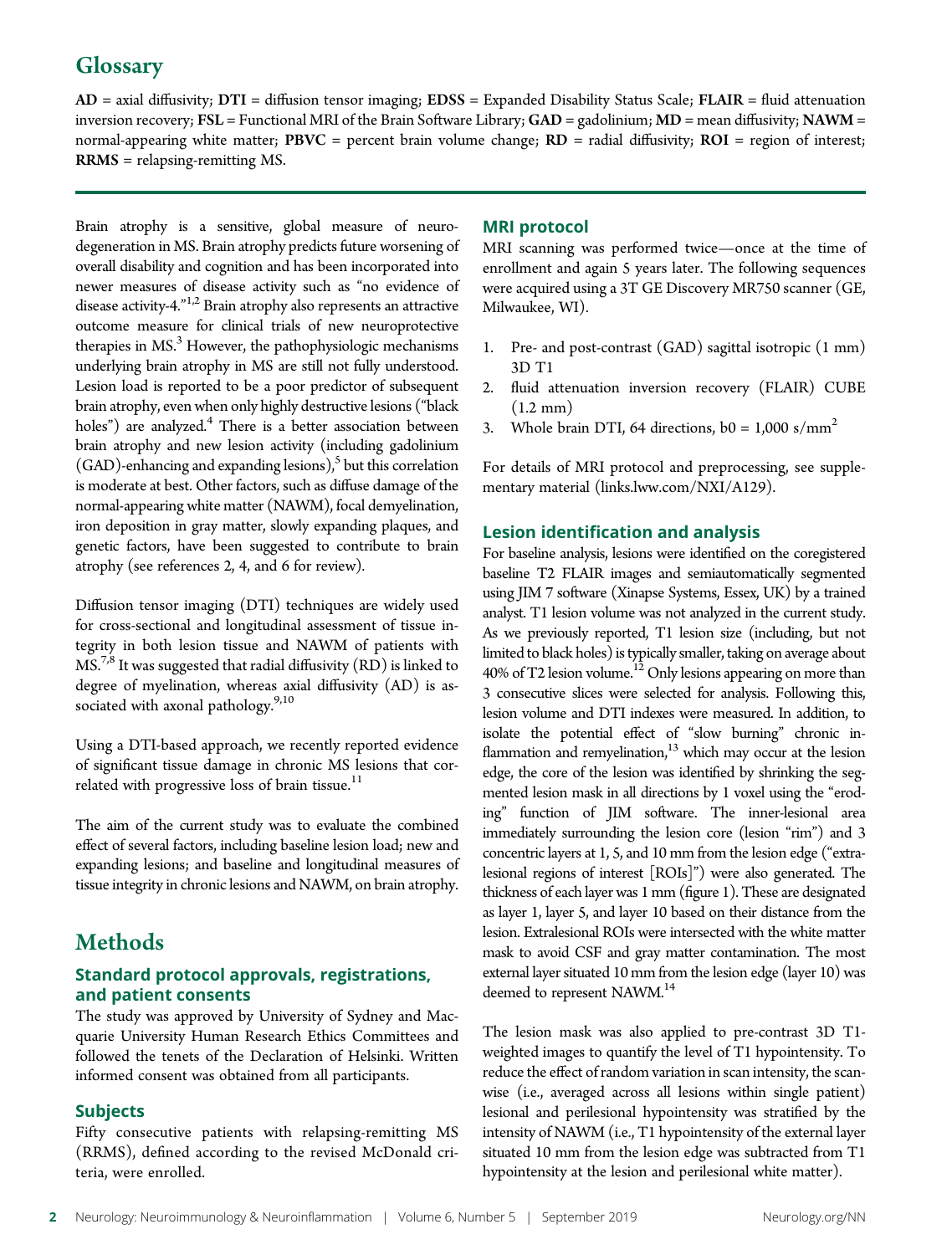## Glossary

**AD** = axial diffusivity; **DTI** = diffusion tensor imaging; **EDSS** = Expanded Disability Status Scale; **FLAIR** = fluid attenuation inversion recovery; **FSL** = Functional MRI of the Brain Software Library; **GAD** = gadolinium; **MD** = mean diffusivity; **NAWM** = normal-appearing white matter; **PBVC** = percent brain volume change; **RD** = radial diffusivity; **ROI** = region of interest; **RRMS** = relapsing-remitting MS.

Brain atrophy is a sensitive, global measure of neurodegeneration in MS. Brain atrophy predicts future worsening of overall disability and cognition and has been incorporated into newer measures of disease activity such as "no evidence of disease activity-4."[1,2] Brain atrophy also represents an attractive outcome measure for clinical trials of new neuroprotective therapies in MS.[3] However, the pathophysiologic mechanisms underlying brain atrophy in MS are still not fully understood. Lesion load is reported to be a poor predictor of subsequent brain atrophy, even when only highly destructive lesions ("black holes") are analyzed.[4] There is a better association between brain atrophy and new lesion activity (including gadolinium (GAD)-enhancing and expanding lesions),[5] but this correlation is moderate at best. Other factors, such as diffuse damage of the normal-appearing white matter (NAWM), focal demyelination, iron deposition in gray matter, slowly expanding plaques, and genetic factors, have been suggested to contribute to brain atrophy (see references 2, 4, and 6 for review).

Diffusion tensor imaging (DTI) techniques are widely used for cross-sectional and longitudinal assessment of tissue integrity in both lesion tissue and NAWM of patients with MS.[7,8] It was suggested that radial diffusivity (RD) is linked to degree of myelination, whereas axial diffusivity (AD) is associated with axonal pathology.[9,10]

Using a DTI-based approach, we recently reported evidence of significant tissue damage in chronic MS lesions that correlated with progressive loss of brain tissue.[11]

The aim of the current study was to evaluate the combined effect of several factors, including baseline lesion load; new and expanding lesions; and baseline and longitudinal measures of tissue integrity in chronic lesions and NAWM, on brain atrophy.

# Methods

### Standard protocol approvals, registrations, and patient consents

The study was approved by University of Sydney and Macquarie University Human Research Ethics Committees and followed the tenets of the Declaration of Helsinki. Written informed consent was obtained from all participants.

### Subjects

Fifty consecutive patients with relapsing-remitting MS (RRMS), defined according to the revised McDonald criteria, were enrolled.

### MRI protocol

MRI scanning was performed twice—once at the time of enrollment and again 5 years later. The following sequences were acquired using a 3T GE Discovery MR750 scanner (GE, Milwaukee, WI).

1. Pre- and post-contrast (GAD) sagittal isotropic (1 mm) 3D T1
2. fluid attenuation inversion recovery (FLAIR) CUBE (1.2 mm)
3. Whole brain DTI, 64 directions, b0 = 1,000 s/mm$^2$

For details of MRI protocol and preprocessing, see supplementary material (links.lww.com/NXI/A129).

### Lesion identification and analysis

For baseline analysis, lesions were identified on the coregistered baseline T2 FLAIR images and semiautomatically segmented using JIM 7 software (Xinapse Systems, Essex, UK) by a trained analyst. T1 lesion volume was not analyzed in the current study. As we previously reported, T1 lesion size (including, but not limited to black holes) is typically smaller, taking on average about 40% of T2 lesion volume.[12] Only lesions appearing on more than 3 consecutive slices were selected for analysis. Following this, lesion volume and DTI indexes were measured. In addition, to isolate the potential effect of "slow burning" chronic inflammation and remyelination,[13] which may occur at the lesion edge, the core of the lesion was identified by shrinking the segmented lesion mask in all directions by 1 voxel using the "eroding" function of JIM software. The inner-lesional area immediately surrounding the lesion core (lesion "rim") and 3 concentric layers at 1, 5, and 10 mm from the lesion edge ("extralesional regions of interest [ROIs]") were also generated. The thickness of each layer was 1 mm (figure 1). These are designated as layer 1, layer 5, and layer 10 based on their distance from the lesion. Extralesional ROIs were intersected with the white matter mask to avoid CSF and gray matter contamination. The most external layer situated 10 mm from the lesion edge (layer 10) was deemed to represent NAWM.[14]

The lesion mask was also applied to pre-contrast 3D T1-weighted images to quantify the level of T1 hypointensity. To reduce the effect of random variation in scan intensity, the scan-wise (i.e., averaged across all lesions within single patient) lesional and perilesional hypointensity was stratified by the intensity of NAWM (i.e., T1 hypointensity of the external layer situated 10 mm from the lesion edge was subtracted from T1 hypointensity at the lesion and perilesional white matter).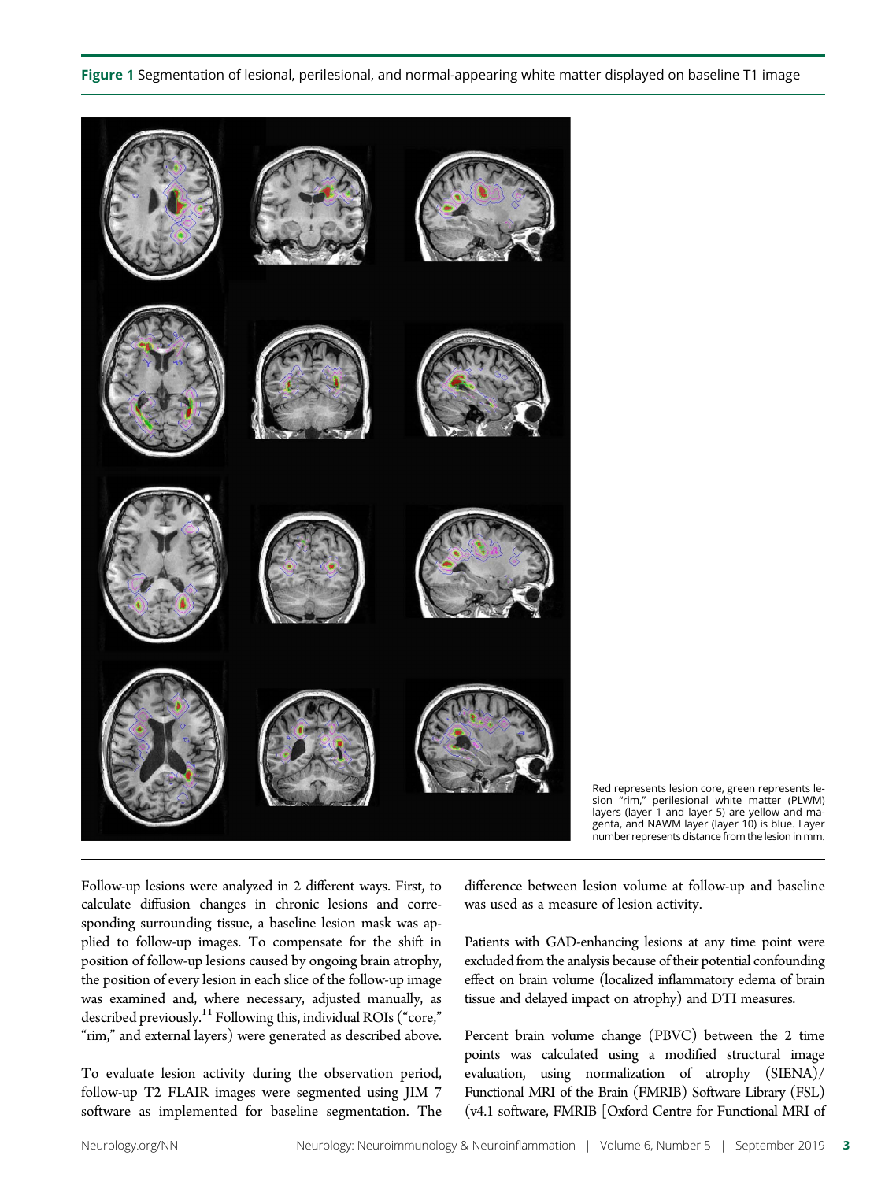**Figure 1** Segmentation of lesional, perilesional, and normal-appearing white matter displayed on baseline T1 image

Red represents lesion core, green represents lesion "rim," perilesional white matter (PLWM) layers (layer 1 and layer 5) are yellow and magenta, and NAWM layer (layer 10) is blue. Layer number represents distance from the lesion in mm.

Follow-up lesions were analyzed in 2 different ways. First, to calculate diffusion changes in chronic lesions and corresponding surrounding tissue, a baseline lesion mask was applied to follow-up images. To compensate for the shift in position of follow-up lesions caused by ongoing brain atrophy, the position of every lesion in each slice of the follow-up image was examined and, where necessary, adjusted manually, as described previously.[11] Following this, individual ROIs ("core," "rim," and external layers) were generated as described above.

To evaluate lesion activity during the observation period, follow-up T2 FLAIR images were segmented using JIM 7 software as implemented for baseline segmentation. The difference between lesion volume at follow-up and baseline was used as a measure of lesion activity.

Patients with GAD-enhancing lesions at any time point were excluded from the analysis because of their potential confounding effect on brain volume (localized inflammatory edema of brain tissue and delayed impact on atrophy) and DTI measures.

Percent brain volume change (PBVC) between the 2 time points was calculated using a modified structural image evaluation, using normalization of atrophy (SIENA)/ Functional MRI of the Brain (FMRIB) Software Library (FSL) (v4.1 software, FMRIB [Oxford Centre for Functional MRI of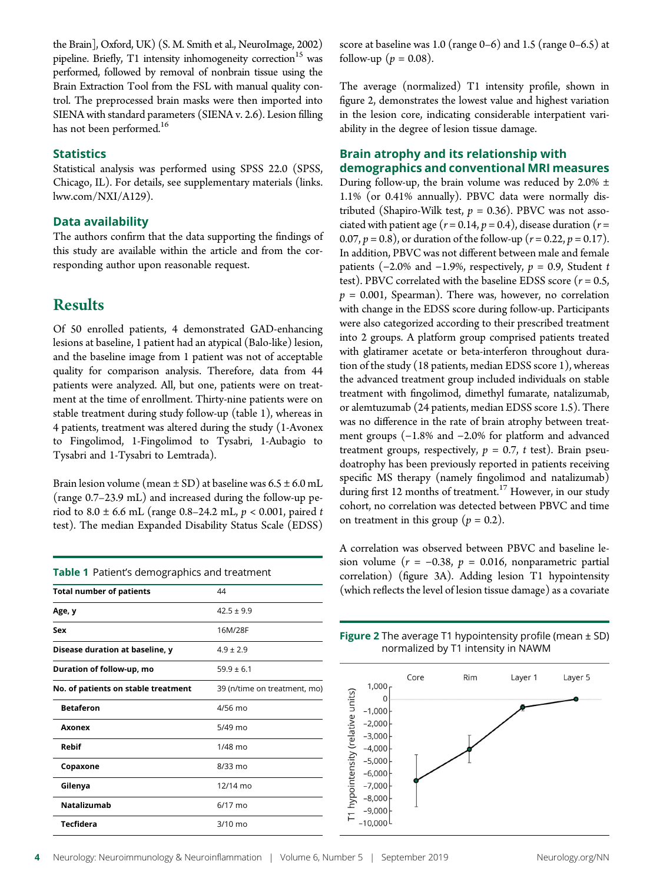the Brain], Oxford, UK) (S. M. Smith et al., NeuroImage, 2002) pipeline. Briefly, T1 intensity inhomogeneity correction[15] was performed, followed by removal of nonbrain tissue using the Brain Extraction Tool from the FSL with manual quality control. The preprocessed brain masks were then imported into SIENA with standard parameters (SIENA v. 2.6). Lesion filling has not been performed.[16]

### Statistics

Statistical analysis was performed using SPSS 22.0 (SPSS, Chicago, IL). For details, see supplementary materials (links.lww.com/NXI/A129).

### Data availability

The authors confirm that the data supporting the findings of this study are available within the article and from the corresponding author upon reasonable request.

## Results

Of 50 enrolled patients, 4 demonstrated GAD-enhancing lesions at baseline, 1 patient had an atypical (Balo-like) lesion, and the baseline image from 1 patient was not of acceptable quality for comparison analysis. Therefore, data from 44 patients were analyzed. All, but one, patients were on treatment at the time of enrollment. Thirty-nine patients were on stable treatment during study follow-up (table 1), whereas in 4 patients, treatment was altered during the study (1-Avonex to Fingolimod, 1-Fingolimod to Tysabri, 1-Aubagio to Tysabri and 1-Tysabri to Lemtrada).

Brain lesion volume (mean ± SD) at baseline was 6.5 ± 6.0 mL (range 0.7–23.9 mL) and increased during the follow-up period to 8.0 ± 6.6 mL (range 0.8–24.2 mL, $p < 0.001$, paired $t$ test). The median Expanded Disability Status Scale (EDSS) score at baseline was 1.0 (range 0–6) and 1.5 (range 0–6.5) at follow-up ($p = 0.08$).

**Table 1** Patient's demographics and treatment

| | |
|---|---|
| **Total number of patients** | 44 |
| **Age, y** | 42.5 ± 9.9 |
| **Sex** | 16M/28F |
| **Disease duration at baseline, y** | 4.9 ± 2.9 |
| **Duration of follow-up, mo** | 59.9 ± 6.1 |
| **No. of patients on stable treatment** | 39 (n/time on treatment, mo) |
| **Betaferon** | 4/56 mo |
| **Axonex** | 5/49 mo |
| **Rebif** | 1/48 mo |
| **Copaxone** | 8/33 mo |
| **Gilenya** | 12/14 mo |
| **Natalizumab** | 6/17 mo |
| **Tecfidera** | 3/10 mo |

The average (normalized) T1 intensity profile, shown in figure 2, demonstrates the lowest value and highest variation in the lesion core, indicating considerable interpatient variability in the degree of lesion tissue damage.

### Brain atrophy and its relationship with demographics and conventional MRI measures

During follow-up, the brain volume was reduced by 2.0% ± 1.1% (or 0.41% annually). PBVC data were normally distributed (Shapiro-Wilk test, $p = 0.36$). PBVC was not associated with patient age ($r = 0.14$, $p = 0.4$), disease duration ($r = 0.07$, $p = 0.8$), or duration of the follow-up ($r = 0.22$, $p = 0.17$). In addition, PBVC was not different between male and female patients (−2.0% and −1.9%, respectively, $p = 0.9$, Student $t$ test). PBVC correlated with the baseline EDSS score ($r = 0.5$, $p = 0.001$, Spearman). There was, however, no correlation with change in the EDSS score during follow-up. Participants were also categorized according to their prescribed treatment into 2 groups. A platform group comprised patients treated with glatiramer acetate or beta-interferon throughout duration of the study (18 patients, median EDSS score 1), whereas the advanced treatment group included individuals on stable treatment with fingolimod, dimethyl fumarate, natalizumab, or alemtuzumab (24 patients, median EDSS score 1.5). There was no difference in the rate of brain atrophy between treatment groups (−1.8% and −2.0% for platform and advanced treatment groups, respectively, $p = 0.7$, $t$ test). Brain pseudoatrophy has been previously reported in patients receiving specific MS therapy (namely fingolimod and natalizumab) during first 12 months of treatment.[17] However, in our study cohort, no correlation was detected between PBVC and time on treatment in this group ($p = 0.2$).

A correlation was observed between PBVC and baseline lesion volume ($r = -0.38$, $p = 0.016$, nonparametric partial correlation) (figure 3A). Adding lesion T1 hypointensity (which reflects the level of lesion tissue damage) as a covariate

**Figure 2** The average T1 hypointensity profile (mean ± SD) normalized by T1 intensity in NAWM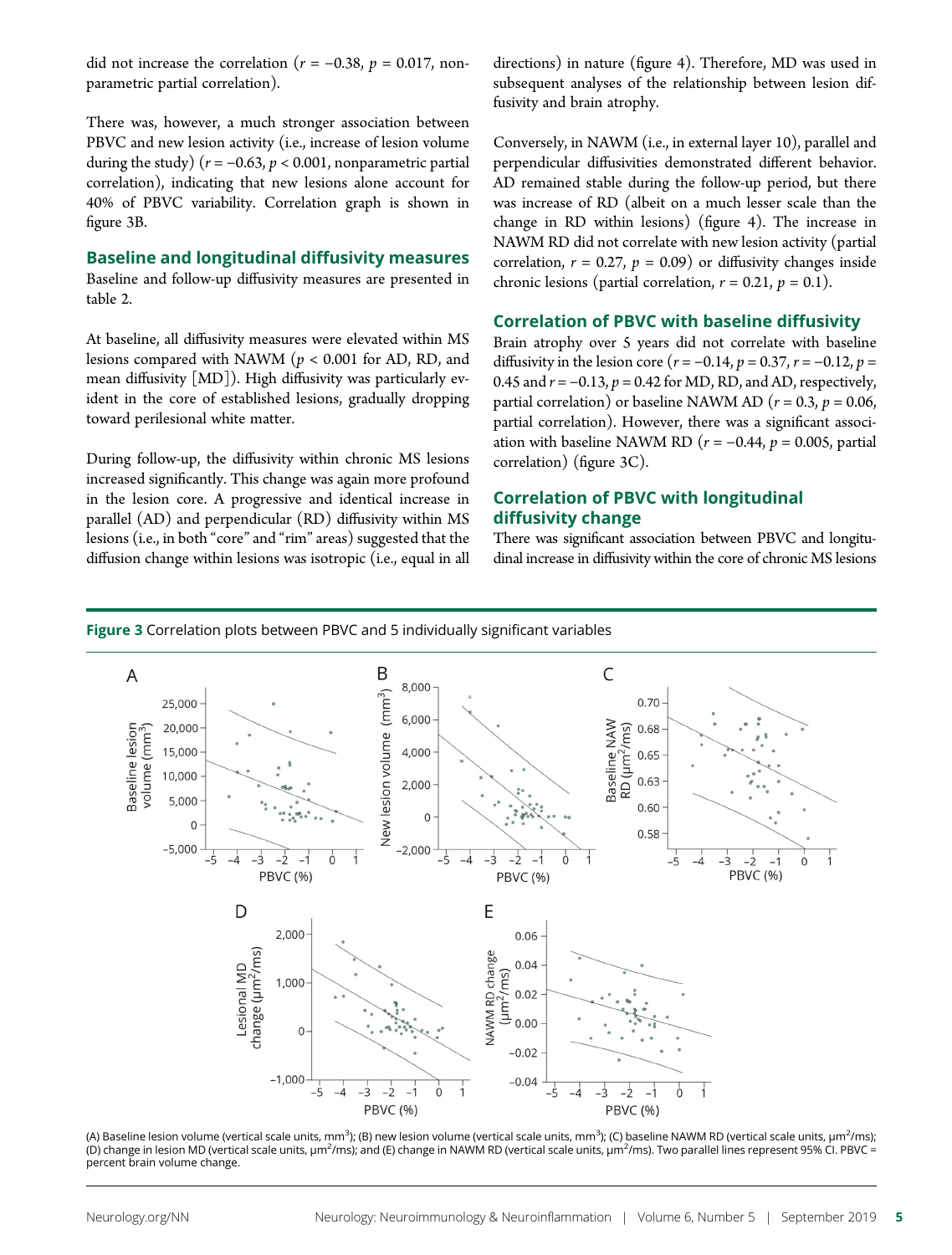did not increase the correlation ($r = -0.38$, $p = 0.017$, nonparametric partial correlation).

There was, however, a much stronger association between PBVC and new lesion activity (i.e., increase of lesion volume during the study) ($r = -0.63$, $p < 0.001$, nonparametric partial correlation), indicating that new lesions alone account for 40% of PBVC variability. Correlation graph is shown in figure 3B.

## Baseline and longitudinal diffusivity measures

Baseline and follow-up diffusivity measures are presented in table 2.

At baseline, all diffusivity measures were elevated within MS lesions compared with NAWM ($p < 0.001$ for AD, RD, and mean diffusivity [MD]). High diffusivity was particularly evident in the core of established lesions, gradually dropping toward perilesional white matter.

During follow-up, the diffusivity within chronic MS lesions increased significantly. This change was again more profound in the lesion core. A progressive and identical increase in parallel (AD) and perpendicular (RD) diffusivity within MS lesions (i.e., in both "core" and "rim" areas) suggested that the diffusion change within lesions was isotropic (i.e., equal in all directions) in nature (figure 4). Therefore, MD was used in subsequent analyses of the relationship between lesion diffusivity and brain atrophy.

Conversely, in NAWM (i.e., in external layer 10), parallel and perpendicular diffusivities demonstrated different behavior. AD remained stable during the follow-up period, but there was increase of RD (albeit on a much lesser scale than the change in RD within lesions) (figure 4). The increase in NAWM RD did not correlate with new lesion activity (partial correlation, $r = 0.27$, $p = 0.09$) or diffusivity changes inside chronic lesions (partial correlation, $r = 0.21$, $p = 0.1$).

## Correlation of PBVC with baseline diffusivity

Brain atrophy over 5 years did not correlate with baseline diffusivity in the lesion core ($r = -0.14$, $p = 0.37$, $r = -0.12$, $p = 0.45$ and $r = -0.13$, $p = 0.42$ for MD, RD, and AD, respectively, partial correlation) or baseline NAWM AD ($r = 0.3$, $p = 0.06$, partial correlation). However, there was a significant association with baseline NAWM RD ($r = -0.44$, $p = 0.005$, partial correlation) (figure 3C).

## Correlation of PBVC with longitudinal diffusivity change

There was significant association between PBVC and longitudinal increase in diffusivity within the core of chronic MS lesions

**Figure 3** Correlation plots between PBVC and 5 individually significant variables

(A) Baseline lesion volume (vertical scale units, mm$^3$); (B) new lesion volume (vertical scale units, mm$^3$); (C) baseline NAWM RD (vertical scale units, μm$^2$/ms); (D) change in lesion MD (vertical scale units, μm$^2$/ms); and (E) change in NAWM RD (vertical scale units, μm$^2$/ms). Two parallel lines represent 95% CI. PBVC = percent brain volume change.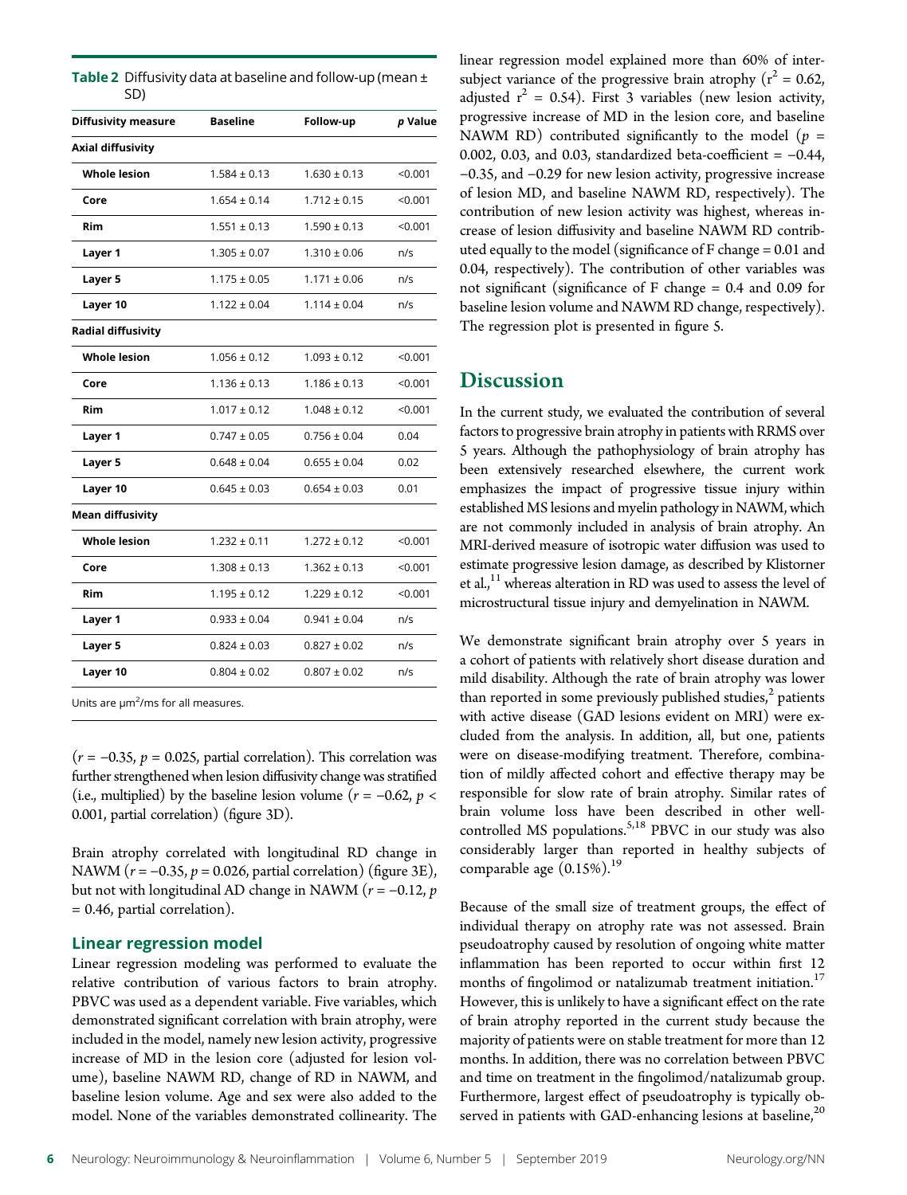**Table 2** Diffusivity data at baseline and follow-up (mean ± SD)

| Diffusivity measure | Baseline | Follow-up | p Value |
|---|---|---|---|
| **Axial diffusivity** | | | |
| Whole lesion | 1.584 ± 0.13 | 1.630 ± 0.13 | <0.001 |
| Core | 1.654 ± 0.14 | 1.712 ± 0.15 | <0.001 |
| Rim | 1.551 ± 0.13 | 1.590 ± 0.13 | <0.001 |
| Layer 1 | 1.305 ± 0.07 | 1.310 ± 0.06 | n/s |
| Layer 5 | 1.175 ± 0.05 | 1.171 ± 0.06 | n/s |
| Layer 10 | 1.122 ± 0.04 | 1.114 ± 0.04 | n/s |
| **Radial diffusivity** | | | |
| Whole lesion | 1.056 ± 0.12 | 1.093 ± 0.12 | <0.001 |
| Core | 1.136 ± 0.13 | 1.186 ± 0.13 | <0.001 |
| Rim | 1.017 ± 0.12 | 1.048 ± 0.12 | <0.001 |
| Layer 1 | 0.747 ± 0.05 | 0.756 ± 0.04 | 0.04 |
| Layer 5 | 0.648 ± 0.04 | 0.655 ± 0.04 | 0.02 |
| Layer 10 | 0.645 ± 0.03 | 0.654 ± 0.03 | 0.01 |
| **Mean diffusivity** | | | |
| Whole lesion | 1.232 ± 0.11 | 1.272 ± 0.12 | <0.001 |
| Core | 1.308 ± 0.13 | 1.362 ± 0.13 | <0.001 |
| Rim | 1.195 ± 0.12 | 1.229 ± 0.12 | <0.001 |
| Layer 1 | 0.933 ± 0.04 | 0.941 ± 0.04 | n/s |
| Layer 5 | 0.824 ± 0.03 | 0.827 ± 0.02 | n/s |
| Layer 10 | 0.804 ± 0.02 | 0.807 ± 0.02 | n/s |

Units are $\mu m^2$/ms for all measures.

($r = -0.35$, $p = 0.025$, partial correlation). This correlation was further strengthened when lesion diffusivity change was stratified (i.e., multiplied) by the baseline lesion volume ($r = -0.62$, $p < 0.001$, partial correlation) (figure 3D).

Brain atrophy correlated with longitudinal RD change in NAWM ($r = -0.35$, $p = 0.026$, partial correlation) (figure 3E), but not with longitudinal AD change in NAWM ($r = -0.12$, $p = 0.46$, partial correlation).

### Linear regression model

Linear regression modeling was performed to evaluate the relative contribution of various factors to brain atrophy. PBVC was used as a dependent variable. Five variables, which demonstrated significant correlation with brain atrophy, were included in the model, namely new lesion activity, progressive increase of MD in the lesion core (adjusted for lesion volume), baseline NAWM RD, change of RD in NAWM, and baseline lesion volume. Age and sex were also added to the model. None of the variables demonstrated collinearity. The linear regression model explained more than 60% of inter-subject variance of the progressive brain atrophy ($r^2 = 0.62$, adjusted $r^2 = 0.54$). First 3 variables (new lesion activity, progressive increase of MD in the lesion core, and baseline NAWM RD) contributed significantly to the model ($p = 0.002$, 0.03, and 0.03, standardized beta-coefficient = −0.44, −0.35, and −0.29 for new lesion activity, progressive increase of lesion MD, and baseline NAWM RD, respectively). The contribution of new lesion activity was highest, whereas increase of lesion diffusivity and baseline NAWM RD contributed equally to the model (significance of F change = 0.01 and 0.04, respectively). The contribution of other variables was not significant (significance of F change = 0.4 and 0.09 for baseline lesion volume and NAWM RD change, respectively). The regression plot is presented in figure 5.

## Discussion

In the current study, we evaluated the contribution of several factors to progressive brain atrophy in patients with RRMS over 5 years. Although the pathophysiology of brain atrophy has been extensively researched elsewhere, the current work emphasizes the impact of progressive tissue injury within established MS lesions and myelin pathology in NAWM, which are not commonly included in analysis of brain atrophy. An MRI-derived measure of isotropic water diffusion was used to estimate progressive lesion damage, as described by Klistorner et al.,[11] whereas alteration in RD was used to assess the level of microstructural tissue injury and demyelination in NAWM.

We demonstrate significant brain atrophy over 5 years in a cohort of patients with relatively short disease duration and mild disability. Although the rate of brain atrophy was lower than reported in some previously published studies,[2] patients with active disease (GAD lesions evident on MRI) were excluded from the analysis. In addition, all, but one, patients were on disease-modifying treatment. Therefore, combination of mildly affected cohort and effective therapy may be responsible for slow rate of brain atrophy. Similar rates of brain volume loss have been described in other well-controlled MS populations.[5,18] PBVC in our study was also considerably larger than reported in healthy subjects of comparable age (0.15%).[19]

Because of the small size of treatment groups, the effect of individual therapy on atrophy rate was not assessed. Brain pseudoatrophy caused by resolution of ongoing white matter inflammation has been reported to occur within first 12 months of fingolimod or natalizumab treatment initiation.[17] However, this is unlikely to have a significant effect on the rate of brain atrophy reported in the current study because the majority of patients were on stable treatment for more than 12 months. In addition, there was no correlation between PBVC and time on treatment in the fingolimod/natalizumab group. Furthermore, largest effect of pseudoatrophy is typically observed in patients with GAD-enhancing lesions at baseline,[20]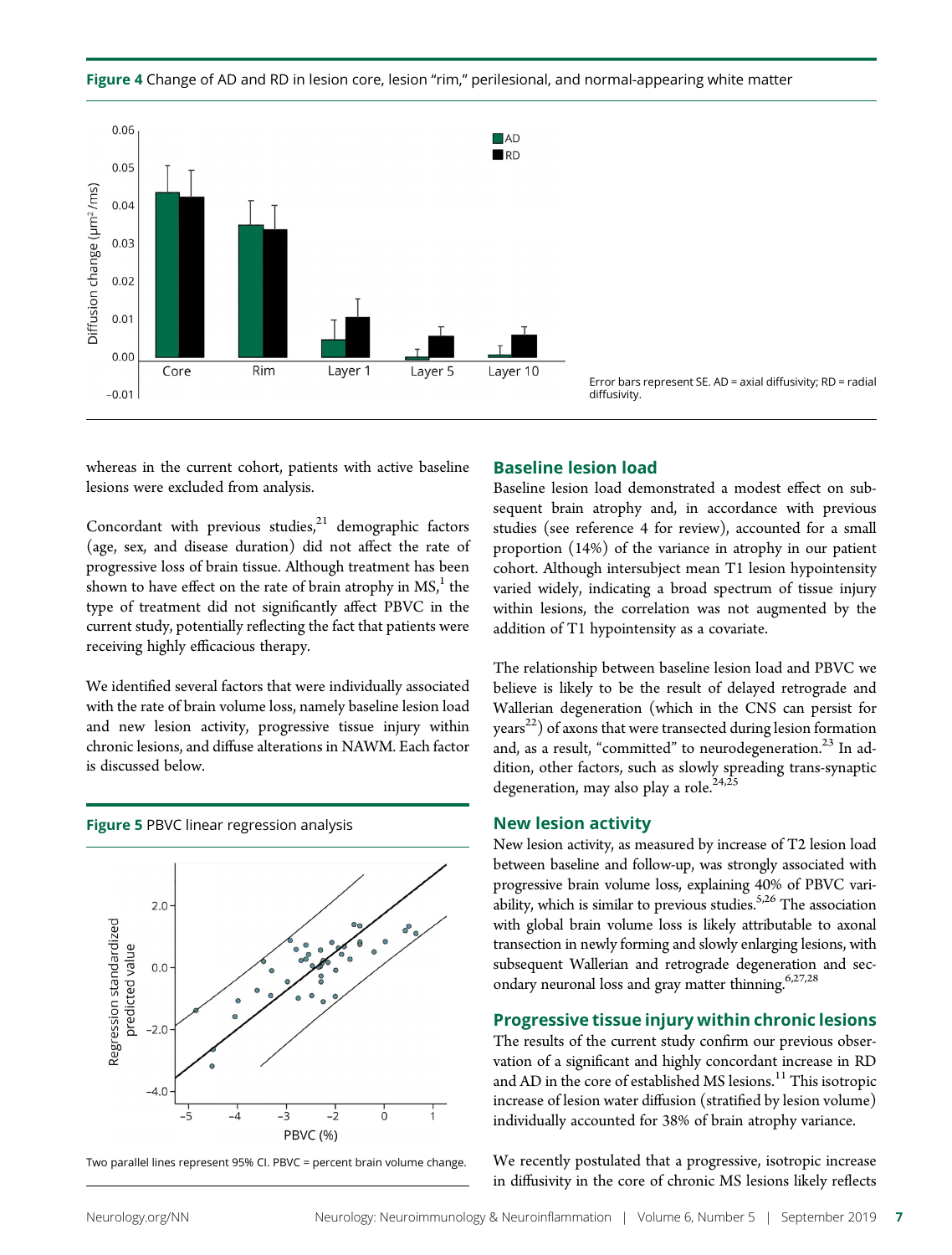**Figure 4** Change of AD and RD in lesion core, lesion "rim," perilesional, and normal-appearing white matter

Error bars represent SE. AD = axial diffusivity; RD = radial diffusivity.

whereas in the current cohort, patients with active baseline lesions were excluded from analysis.

Concordant with previous studies,[21] demographic factors (age, sex, and disease duration) did not affect the rate of progressive loss of brain tissue. Although treatment has been shown to have effect on the rate of brain atrophy in MS,[1] the type of treatment did not significantly affect PBVC in the current study, potentially reflecting the fact that patients were receiving highly efficacious therapy.

We identified several factors that were individually associated with the rate of brain volume loss, namely baseline lesion load and new lesion activity, progressive tissue injury within chronic lesions, and diffuse alterations in NAWM. Each factor is discussed below.

**Figure 5** PBVC linear regression analysis

Two parallel lines represent 95% CI. PBVC = percent brain volume change.

## Baseline lesion load

Baseline lesion load demonstrated a modest effect on subsequent brain atrophy and, in accordance with previous studies (see reference 4 for review), accounted for a small proportion (14%) of the variance in atrophy in our patient cohort. Although intersubject mean T1 lesion hypointensity varied widely, indicating a broad spectrum of tissue injury within lesions, the correlation was not augmented by the addition of T1 hypointensity as a covariate.

The relationship between baseline lesion load and PBVC we believe is likely to be the result of delayed retrograde and Wallerian degeneration (which in the CNS can persist for years[22]) of axons that were transected during lesion formation and, as a result, "committed" to neurodegeneration.[23] In addition, other factors, such as slowly spreading trans-synaptic degeneration, may also play a role.[24,25]

## New lesion activity

New lesion activity, as measured by increase of T2 lesion load between baseline and follow-up, was strongly associated with progressive brain volume loss, explaining 40% of PBVC variability, which is similar to previous studies.[5,26] The association with global brain volume loss is likely attributable to axonal transection in newly forming and slowly enlarging lesions, with subsequent Wallerian and retrograde degeneration and secondary neuronal loss and gray matter thinning.[6,27,28]

## Progressive tissue injury within chronic lesions

The results of the current study confirm our previous observation of a significant and highly concordant increase in RD and AD in the core of established MS lesions.[11] This isotropic increase of lesion water diffusion (stratified by lesion volume) individually accounted for 38% of brain atrophy variance.

We recently postulated that a progressive, isotropic increase in diffusivity in the core of chronic MS lesions likely reflects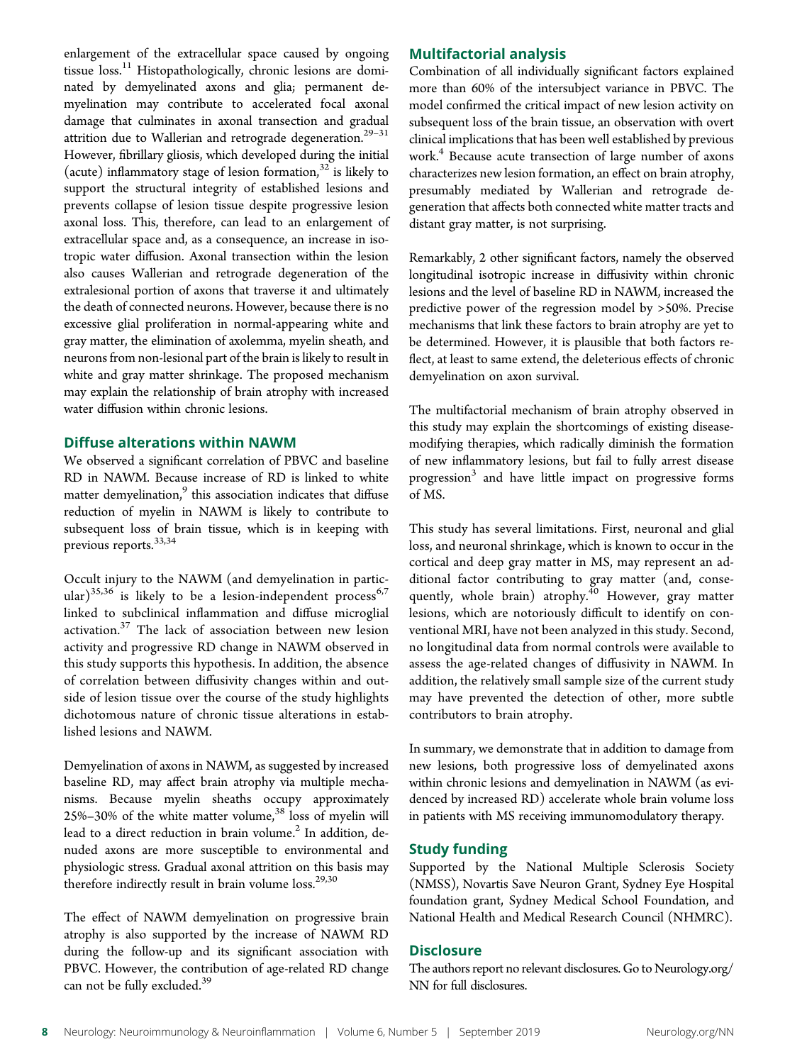enlargement of the extracellular space caused by ongoing tissue loss.[11] Histopathologically, chronic lesions are dominated by demyelinated axons and glia; permanent demyelination may contribute to accelerated focal axonal damage that culminates in axonal transection and gradual attrition due to Wallerian and retrograde degeneration.[29–31] However, fibrillary gliosis, which developed during the initial (acute) inflammatory stage of lesion formation,[32] is likely to support the structural integrity of established lesions and prevents collapse of lesion tissue despite progressive lesion axonal loss. This, therefore, can lead to an enlargement of extracellular space and, as a consequence, an increase in isotropic water diffusion. Axonal transection within the lesion also causes Wallerian and retrograde degeneration of the extralesional portion of axons that traverse it and ultimately the death of connected neurons. However, because there is no excessive glial proliferation in normal-appearing white and gray matter, the elimination of axolemma, myelin sheath, and neurons from non-lesional part of the brain is likely to result in white and gray matter shrinkage. The proposed mechanism may explain the relationship of brain atrophy with increased water diffusion within chronic lesions.

## Diffuse alterations within NAWM

We observed a significant correlation of PBVC and baseline RD in NAWM. Because increase of RD is linked to white matter demyelination,[9] this association indicates that diffuse reduction of myelin in NAWM is likely to contribute to subsequent loss of brain tissue, which is in keeping with previous reports.[33,34]

Occult injury to the NAWM (and demyelination in particular)[35,36] is likely to be a lesion-independent process[6,7] linked to subclinical inflammation and diffuse microglial activation.[37] The lack of association between new lesion activity and progressive RD change in NAWM observed in this study supports this hypothesis. In addition, the absence of correlation between diffusivity changes within and outside of lesion tissue over the course of the study highlights dichotomous nature of chronic tissue alterations in established lesions and NAWM.

Demyelination of axons in NAWM, as suggested by increased baseline RD, may affect brain atrophy via multiple mechanisms. Because myelin sheaths occupy approximately 25%–30% of the white matter volume,[38] loss of myelin will lead to a direct reduction in brain volume.[2] In addition, denuded axons are more susceptible to environmental and physiologic stress. Gradual axonal attrition on this basis may therefore indirectly result in brain volume loss.[29,30]

The effect of NAWM demyelination on progressive brain atrophy is also supported by the increase of NAWM RD during the follow-up and its significant association with PBVC. However, the contribution of age-related RD change can not be fully excluded.[39]

## Multifactorial analysis

Combination of all individually significant factors explained more than 60% of the intersubject variance in PBVC. The model confirmed the critical impact of new lesion activity on subsequent loss of the brain tissue, an observation with overt clinical implications that has been well established by previous work.[4] Because acute transection of large number of axons characterizes new lesion formation, an effect on brain atrophy, presumably mediated by Wallerian and retrograde degeneration that affects both connected white matter tracts and distant gray matter, is not surprising.

Remarkably, 2 other significant factors, namely the observed longitudinal isotropic increase in diffusivity within chronic lesions and the level of baseline RD in NAWM, increased the predictive power of the regression model by >50%. Precise mechanisms that link these factors to brain atrophy are yet to be determined. However, it is plausible that both factors reflect, at least to same extend, the deleterious effects of chronic demyelination on axon survival.

The multifactorial mechanism of brain atrophy observed in this study may explain the shortcomings of existing disease-modifying therapies, which radically diminish the formation of new inflammatory lesions, but fail to fully arrest disease progression[3] and have little impact on progressive forms of MS.

This study has several limitations. First, neuronal and glial loss, and neuronal shrinkage, which is known to occur in the cortical and deep gray matter in MS, may represent an additional factor contributing to gray matter (and, consequently, whole brain) atrophy.[40] However, gray matter lesions, which are notoriously difficult to identify on conventional MRI, have not been analyzed in this study. Second, no longitudinal data from normal controls were available to assess the age-related changes of diffusivity in NAWM. In addition, the relatively small sample size of the current study may have prevented the detection of other, more subtle contributors to brain atrophy.

In summary, we demonstrate that in addition to damage from new lesions, both progressive loss of demyelinated axons within chronic lesions and demyelination in NAWM (as evidenced by increased RD) accelerate whole brain volume loss in patients with MS receiving immunomodulatory therapy.

## Study funding

Supported by the National Multiple Sclerosis Society (NMSS), Novartis Save Neuron Grant, Sydney Eye Hospital foundation grant, Sydney Medical School Foundation, and National Health and Medical Research Council (NHMRC).

## Disclosure

The authors report no relevant disclosures. Go to Neurology.org/NN for full disclosures.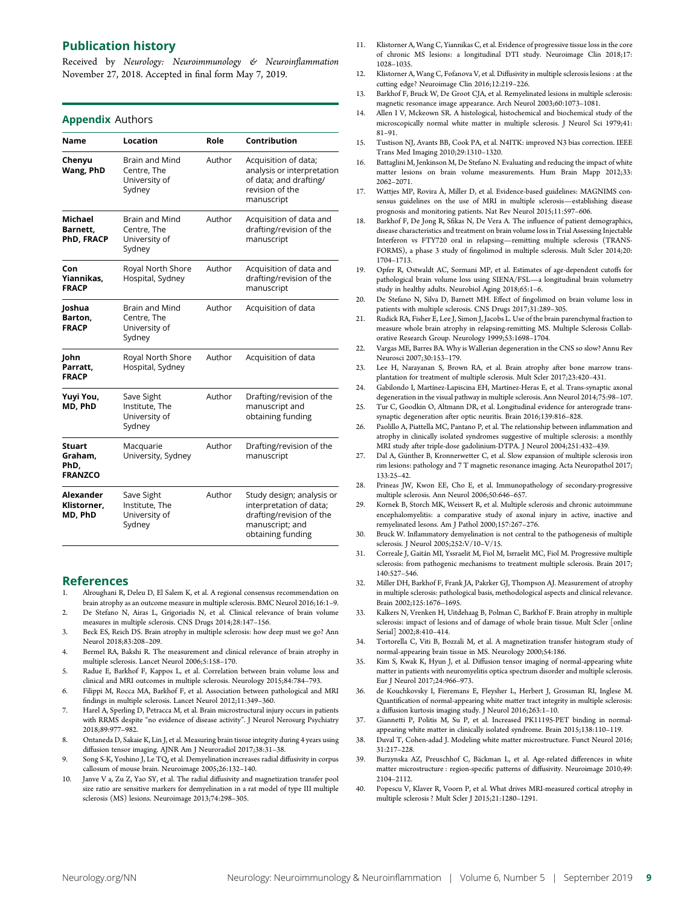## Publication history

Received by *Neurology: Neuroimmunology & Neuroinflammation* November 27, 2018. Accepted in final form May 7, 2019.

## Appendix Authors

| Name | Location | Role | Contribution |
|---|---|---|---|
| **Chenyu Wang, PhD** | Brain and Mind Centre, The University of Sydney | Author | Acquisition of data; analysis or interpretation of data; and drafting/revision of the manuscript |
| **Michael Barnett, PhD, FRACP** | Brain and Mind Centre, The University of Sydney | Author | Acquisition of data and drafting/revision of the manuscript |
| **Con Yiannikas, FRACP** | Royal North Shore Hospital, Sydney | Author | Acquisition of data and drafting/revision of the manuscript |
| **Joshua Barton, FRACP** | Brain and Mind Centre, The University of Sydney | Author | Acquisition of data |
| **John Parratt, FRACP** | Royal North Shore Hospital, Sydney | Author | Acquisition of data |
| **Yuyi You, MD, PhD** | Save Sight Institute, The University of Sydney | Author | Drafting/revision of the manuscript and obtaining funding |
| **Stuart Graham, PhD, FRANZCO** | Macquarie University, Sydney | Author | Drafting/revision of the manuscript |
| **Alexander Klistorner, MD, PhD** | Save Sight Institute, The University of Sydney | Author | Study design; analysis or interpretation of data; drafting/revision of the manuscript; and obtaining funding |

## References

1. Alroughani R, Deleu D, El Salem K, et al. A regional consensus recommendation on brain atrophy as an outcome measure in multiple sclerosis. BMC Neurol 2016;16:1–9.
2. De Stefano N, Airas L, Grigoriadis N, et al. Clinical relevance of brain volume measures in multiple sclerosis. CNS Drugs 2014;28:147–156.
3. Beck ES, Reich DS. Brain atrophy in multiple sclerosis: how deep must we go? Ann Neurol 2018;83:208–209.
4. Bermel RA, Bakshi R. The measurement and clinical relevance of brain atrophy in multiple sclerosis. Lancet Neurol 2006;5:158–170.
5. Radue E, Barkhof F, Kappos L, et al. Correlation between brain volume loss and clinical and MRI outcomes in multiple sclerosis. Neurology 2015;84:784–793.
6. Filippi M, Rocca MA, Barkhof F, et al. Association between pathological and MRI findings in multiple sclerosis. Lancet Neurol 2012;11:349–360.
7. Harel A, Sperling D, Petracca M, et al. Brain microstructural injury occurs in patients with RRMS despite "no evidence of disease activity". J Neurol Neurosurg Psychiatry 2018;89:977–982.
8. Ontaneda D, Sakaie K, Lin J, et al. Measuring brain tissue integrity during 4 years using diffusion tensor imaging. AJNR Am J Neuroradiol 2017;38:31–38.
9. Song S-K, Yoshino J, Le TQ, et al. Demyelination increases radial diffusivity in corpus callosum of mouse brain. Neuroimage 2005;26:132–140.
10. Janve V a, Zu Z, Yao SY, et al. The radial diffusivity and magnetization transfer pool size ratio are sensitive markers for demyelination in a rat model of type III multiple sclerosis (MS) lesions. Neuroimage 2013;74:298–305.
11. Klistorner A, Wang C, Yiannikas C, et al. Evidence of progressive tissue loss in the core of chronic MS lesions: a longitudinal DTI study. Neuroimage Clin 2018;17:1028–1035.
12. Klistorner A, Wang C, Fofanova V, et al. Diffusivity in multiple sclerosis lesions : at the cutting edge? Neuroimage Clin 2016;12:219–226.
13. Barkhof F, Bruck W, De Groot CJA, et al. Remyelinated lesions in multiple sclerosis: magnetic resonance image appearance. Arch Neurol 2003;60:1073–1081.
14. Allen I V, Mckeown SR. A histological, histochemical and biochemical study of the microscopically normal white matter in multiple sclerosis. J Neurol Sci 1979;41:81–91.
15. Tustison NJ, Avants BB, Cook PA, et al. N4ITK: improved N3 bias correction. IEEE Trans Med Imaging 2010;29:1310–1320.
16. Battaglini M, Jenkinson M, De Stefano N. Evaluating and reducing the impact of white matter lesions on brain volume measurements. Hum Brain Mapp 2012;33:2062–2071.
17. Wattjes MP, Rovira À, Miller D, et al. Evidence-based guidelines: MAGNIMS consensus guidelines on the use of MRI in multiple sclerosis—establishing disease prognosis and monitoring patients. Nat Rev Neurol 2015;11:597–606.
18. Barkhof F, De Jong R, Sfikas N, De Vera A. The influence of patient demographics, disease characteristics and treatment on brain volume loss in Trial Assessing Injectable Interferon vs FTY720 oral in relapsing—remitting multiple sclerosis (TRANSFORMS), a phase 3 study of fingolimod in multiple sclerosis. Mult Scler 2014;20:1704–1713.
19. Opfer R, Ostwaldt AC, Sormani MP, et al. Estimates of age-dependent cutoffs for pathological brain volume loss using SIENA/FSL—a longitudinal brain volumetry study in healthy adults. Neurobiol Aging 2018;65:1–6.
20. De Stefano N, Silva D, Barnett MH. Effect of fingolimod on brain volume loss in patients with multiple sclerosis. CNS Drugs 2017;31:289–305.
21. Rudick RA, Fisher E, Lee J, Simon J, Jacobs L. Use of the brain parenchymal fraction to measure whole brain atrophy in relapsing-remitting MS. Multiple Sclerosis Collaborative Research Group. Neurology 1999;53:1698–1704.
22. Vargas ME, Barres BA. Why is Wallerian degeneration in the CNS so slow? Annu Rev Neurosci 2007;30:153–179.
23. Lee H, Narayanan S, Brown RA, et al. Brain atrophy after bone marrow transplantation for treatment of multiple sclerosis. Mult Scler 2017;23:420–431.
24. Gabilondo I, Martínez-Lapiscina EH, Martínez-Heras E, et al. Trans-synaptic axonal degeneration in the visual pathway in multiple sclerosis. Ann Neurol 2014;75:98–107.
25. Tur C, Goodkin O, Altmann DR, et al. Longitudinal evidence for anterograde trans-synaptic degeneration after optic neuritis. Brain 2016;139:816–828.
26. Paolillo A, Piattella MC, Pantano P, et al. The relationship between inflammation and atrophy in clinically isolated syndromes suggestive of multiple sclerosis: a monthly MRI study after triple-dose gadolinium-DTPA. J Neurol 2004;251:432–439.
27. Dal A, Günther B, Kronnerwetter C, et al. Slow expansion of multiple sclerosis iron rim lesions: pathology and 7 T magnetic resonance imaging. Acta Neuropathol 2017;133:25–42.
28. Prineas JW, Kwon EE, Cho E, et al. Immunopathology of secondary-progressive multiple sclerosis. Ann Neurol 2006;50:646–657.
29. Kornek B, Storch MK, Weissert R, et al. Multiple sclerosis and chronic autoimmune encephalomyelitis: a comparative study of axonal injury in active, inactive and remyelinated lesons. Am J Pathol 2000;157:267–276.
30. Bruck W. Inflammatory demyelination is not central to the pathogenesis of multiple sclerosis. J Neurol 2005;252:V/10–V/15.
31. Correale J, Gaitán MI, Yssraelit M, Fiol M, Isrraelit MC, Fiol M. Progressive multiple sclerosis: from pathogenic mechanisms to treatment multiple sclerosis. Brain 2017;140:527–546.
32. Miller DH, Barkhof F, Frank JA, Pakrker GJ, Thompson AJ. Measurement of atrophy in multiple sclerosis: pathological basis, methodological aspects and clinical relevance. Brain 2002;125:1676–1695.
33. Kalkers N, Vrenken H, Uitdehaag B, Polman C, Barkhof F. Brain atrophy in multiple sclerosis: impact of lesions and of damage of whole brain tissue. Mult Scler [online Serial] 2002;8:410–414.
34. Tortorella C, Viti B, Bozzali M, et al. A magnetization transfer histogram study of normal-appearing brain tissue in MS. Neurology 2000;54:186.
35. Kim S, Kwak K, Hyun J, et al. Diffusion tensor imaging of normal-appearing white matter in patients with neuromyelitis optica spectrum disorder and multiple sclerosis. Eur J Neurol 2017;24:966–973.
36. de Kouchkovsky I, Fieremans E, Fleysher L, Herbert J, Grossman RI, Inglese M. Quantification of normal-appearing white matter tract integrity in multiple sclerosis: a diffusion kurtosis imaging study. J Neurol 2016;263:1–10.
37. Giannetti P, Politis M, Su P, et al. Increased PK11195-PET binding in normal-appearing white matter in clinically isolated syndrome. Brain 2015;138:110–119.
38. Duval T, Cohen-adad J. Modeling white matter microstructure. Funct Neurol 2016;31:217–228.
39. Burzynska AZ, Preuschhof C, Bäckman L, et al. Age-related differences in white matter microstructure : region-specific patterns of diffusivity. Neuroimage 2010;49:2104–2112.
40. Popescu V, Klaver R, Voorn P, et al. What drives MRI-measured cortical atrophy in multiple sclerosis ? Mult Scler J 2015;21:1280–1291.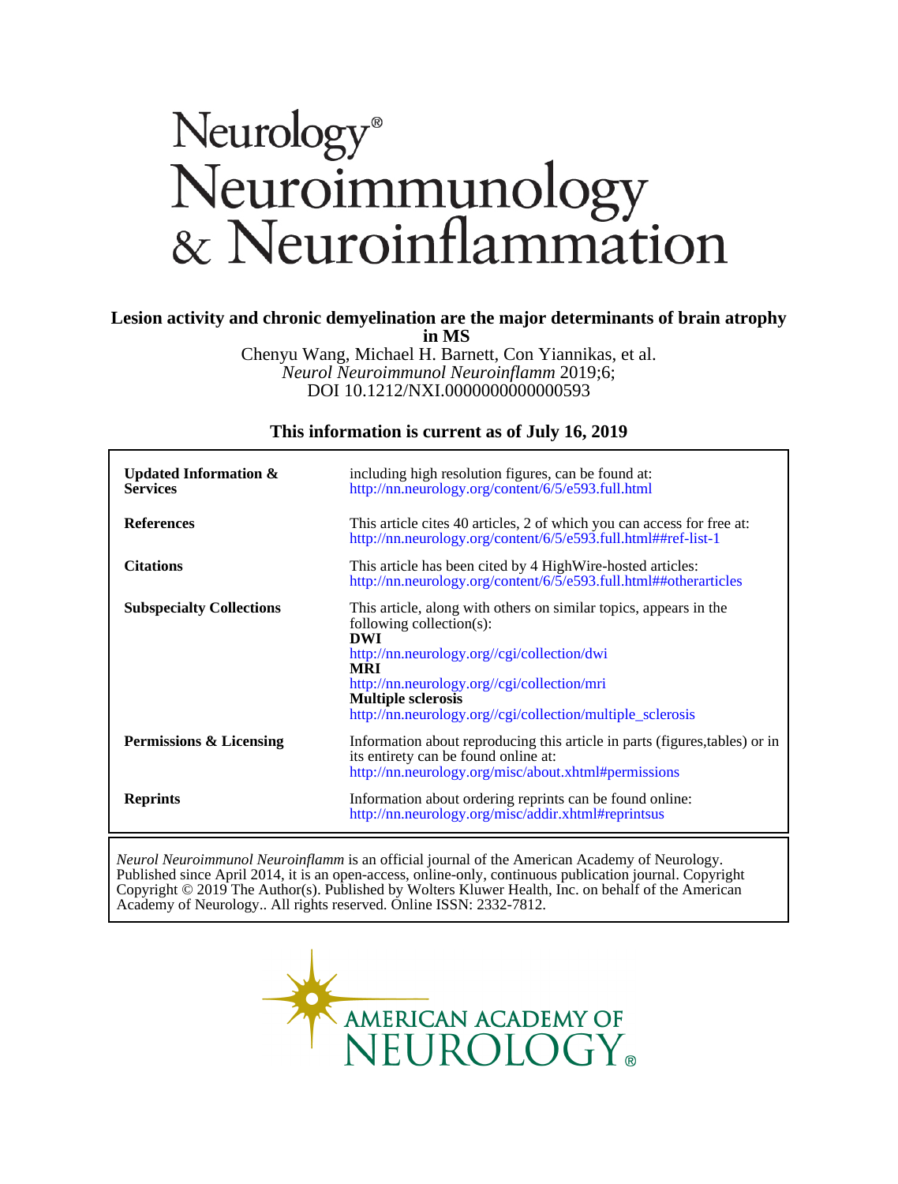# Neurology® Neuroimmunology & Neuroinflammation

**Lesion activity and chronic demyelination are the major determinants of brain atrophy in MS**

Chenyu Wang, Michael H. Barnett, Con Yiannikas, et al.
*Neurol Neuroimmunol Neuroinflamm* 2019;6;
DOI 10.1212/NXI.0000000000000593

**This information is current as of July 16, 2019**

| | |
|---|---|
| **Updated Information & Services** | including high resolution figures, can be found at: http://nn.neurology.org/content/6/5/e593.full.html |
| **References** | This article cites 40 articles, 2 of which you can access for free at: http://nn.neurology.org/content/6/5/e593.full.html##ref-list-1 |
| **Citations** | This article has been cited by 4 HighWire-hosted articles: http://nn.neurology.org/content/6/5/e593.full.html##otherarticles |
| **Subspecialty Collections** | This article, along with others on similar topics, appears in the following collection(s): **DWI** http://nn.neurology.org//cgi/collection/dwi **MRI** http://nn.neurology.org//cgi/collection/mri **Multiple sclerosis** http://nn.neurology.org//cgi/collection/multiple_sclerosis |
| **Permissions & Licensing** | Information about reproducing this article in parts (figures,tables) or in its entirety can be found online at: http://nn.neurology.org/misc/about.xhtml#permissions |
| **Reprints** | Information about ordering reprints can be found online: http://nn.neurology.org/misc/addir.xhtml#reprintsus |

*Neurol Neuroimmunol Neuroinflamm* is an official journal of the American Academy of Neurology. Published since April 2014, it is an open-access, online-only, continuous publication journal. Copyright Copyright © 2019 The Author(s). Published by Wolters Kluwer Health, Inc. on behalf of the American Academy of Neurology.. All rights reserved. Online ISSN: 2332-7812.

AMERICAN ACADEMY OF NEUROLOGY®